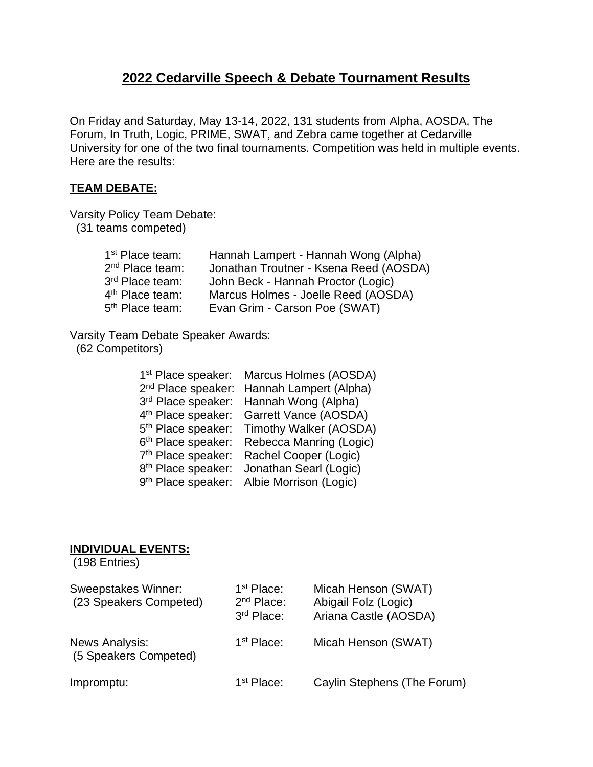# 2022 Cedarville Speech & Debate Tournament Results

On Friday and Saturday, May 13-14, 2022, 131 students from Alpha, AOSDA, The Forum, In Truth, Logic, PRIME, SWAT, and Zebra came together at Cedarville University for one of the two final tournaments. Competition was held in multiple events. Here are the results:

## TEAM DEBATE:

Varsity Policy Team Debate:
(31 teams competed)

| | |
|---|---|
| 1st Place team: | Hannah Lampert - Hannah Wong (Alpha) |
| 2nd Place team: | Jonathan Troutner - Ksena Reed (AOSDA) |
| 3rd Place team: | John Beck - Hannah Proctor (Logic) |
| 4th Place team: | Marcus Holmes - Joelle Reed (AOSDA) |
| 5th Place team: | Evan Grim - Carson Poe (SWAT) |

Varsity Team Debate Speaker Awards:
(62 Competitors)

| | |
|---|---|
| 1st Place speaker: | Marcus Holmes (AOSDA) |
| 2nd Place speaker: | Hannah Lampert (Alpha) |
| 3rd Place speaker: | Hannah Wong (Alpha) |
| 4th Place speaker: | Garrett Vance (AOSDA) |
| 5th Place speaker: | Timothy Walker (AOSDA) |
| 6th Place speaker: | Rebecca Manring (Logic) |
| 7th Place speaker: | Rachel Cooper (Logic) |
| 8th Place speaker: | Jonathan Searl (Logic) |
| 9th Place speaker: | Albie Morrison (Logic) |

## INDIVIDUAL EVENTS:

(198 Entries)

| | | |
|---|---|---|
| Sweepstakes Winner: (23 Speakers Competed) | 1st Place: | Micah Henson (SWAT) |
| | 2nd Place: | Abigail Folz (Logic) |
| | 3rd Place: | Ariana Castle (AOSDA) |
| News Analysis: (5 Speakers Competed) | 1st Place: | Micah Henson (SWAT) |
| Impromptu: | 1st Place: | Caylin Stephens (The Forum) |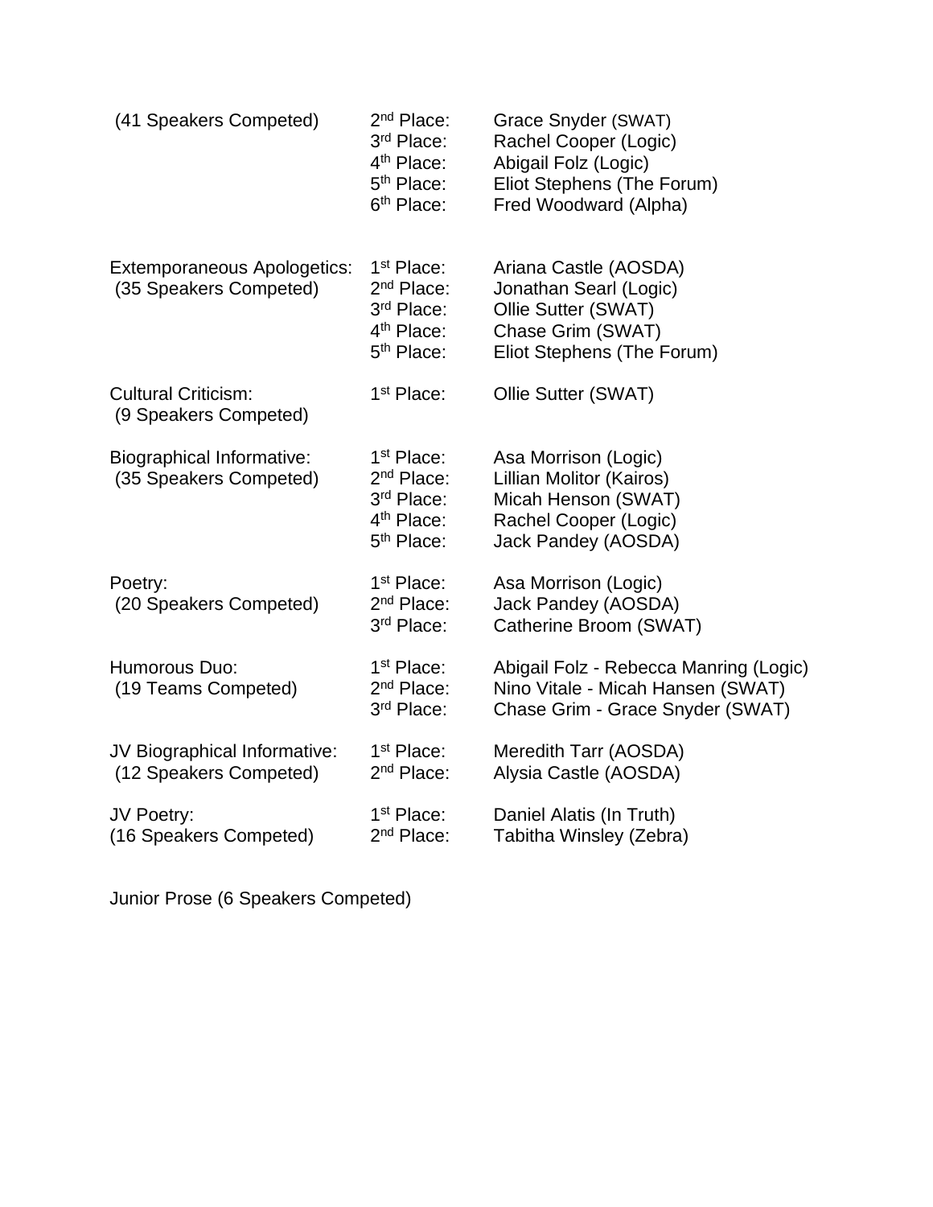| | | |
|---|---|---|
| (41 Speakers Competed) | 2nd Place: | Grace Snyder (SWAT) |
| | 3rd Place: | Rachel Cooper (Logic) |
| | 4th Place: | Abigail Folz (Logic) |
| | 5th Place: | Eliot Stephens (The Forum) |
| | 6th Place: | Fred Woodward (Alpha) |
| Extemporaneous Apologetics: (35 Speakers Competed) | 1st Place: | Ariana Castle (AOSDA) |
| | 2nd Place: | Jonathan Searl (Logic) |
| | 3rd Place: | Ollie Sutter (SWAT) |
| | 4th Place: | Chase Grim (SWAT) |
| | 5th Place: | Eliot Stephens (The Forum) |
| Cultural Criticism: (9 Speakers Competed) | 1st Place: | Ollie Sutter (SWAT) |
| Biographical Informative: (35 Speakers Competed) | 1st Place: | Asa Morrison (Logic) |
| | 2nd Place: | Lillian Molitor (Kairos) |
| | 3rd Place: | Micah Henson (SWAT) |
| | 4th Place: | Rachel Cooper (Logic) |
| | 5th Place: | Jack Pandey (AOSDA) |
| Poetry: (20 Speakers Competed) | 1st Place: | Asa Morrison (Logic) |
| | 2nd Place: | Jack Pandey (AOSDA) |
| | 3rd Place: | Catherine Broom (SWAT) |
| Humorous Duo: (19 Teams Competed) | 1st Place: | Abigail Folz - Rebecca Manring (Logic) |
| | 2nd Place: | Nino Vitale - Micah Hansen (SWAT) |
| | 3rd Place: | Chase Grim - Grace Snyder (SWAT) |
| JV Biographical Informative: (12 Speakers Competed) | 1st Place: | Meredith Tarr (AOSDA) |
| | 2nd Place: | Alysia Castle (AOSDA) |
| JV Poetry: (16 Speakers Competed) | 1st Place: | Daniel Alatis (In Truth) |
| | 2nd Place: | Tabitha Winsley (Zebra) |

Junior Prose (6 Speakers Competed)